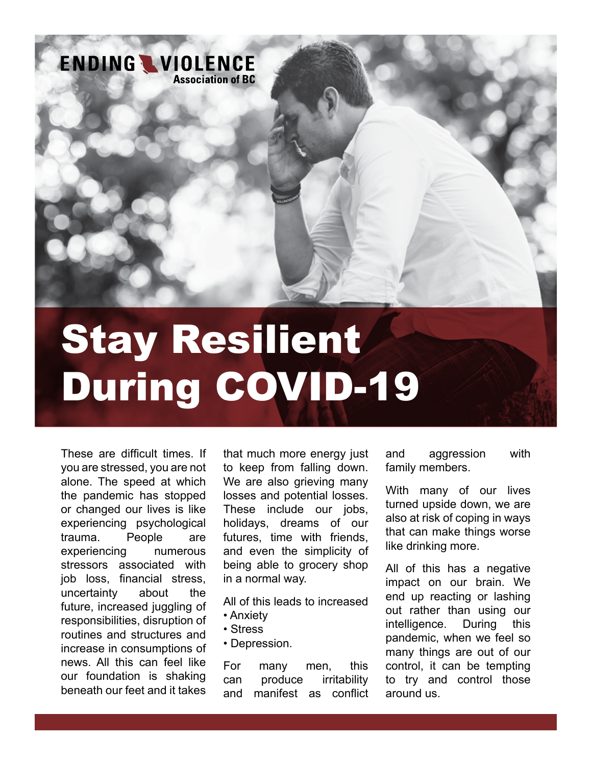ENDING VIOLENCE Association of BC

# Stay Resilient During COVID-19

These are difficult times. If you are stressed, you are not alone. The speed at which the pandemic has stopped or changed our lives is like experiencing psychological trauma. People are experiencing numerous stressors associated with job loss, financial stress, uncertainty about the future, increased juggling of responsibilities, disruption of routines and structures and increase in consumptions of news. All this can feel like our foundation is shaking beneath our feet and it takes that much more energy just to keep from falling down. We are also grieving many losses and potential losses. These include our jobs, holidays, dreams of our futures, time with friends, and even the simplicity of being able to grocery shop in a normal way.

All of this leads to increased
- Anxiety
- Stress
- Depression.

For many men, this can produce irritability and manifest as conflict and aggression with family members.

With many of our lives turned upside down, we are also at risk of coping in ways that can make things worse like drinking more.

All of this has a negative impact on our brain. We end up reacting or lashing out rather than using our intelligence. During this pandemic, when we feel so many things are out of our control, it can be tempting to try and control those around us.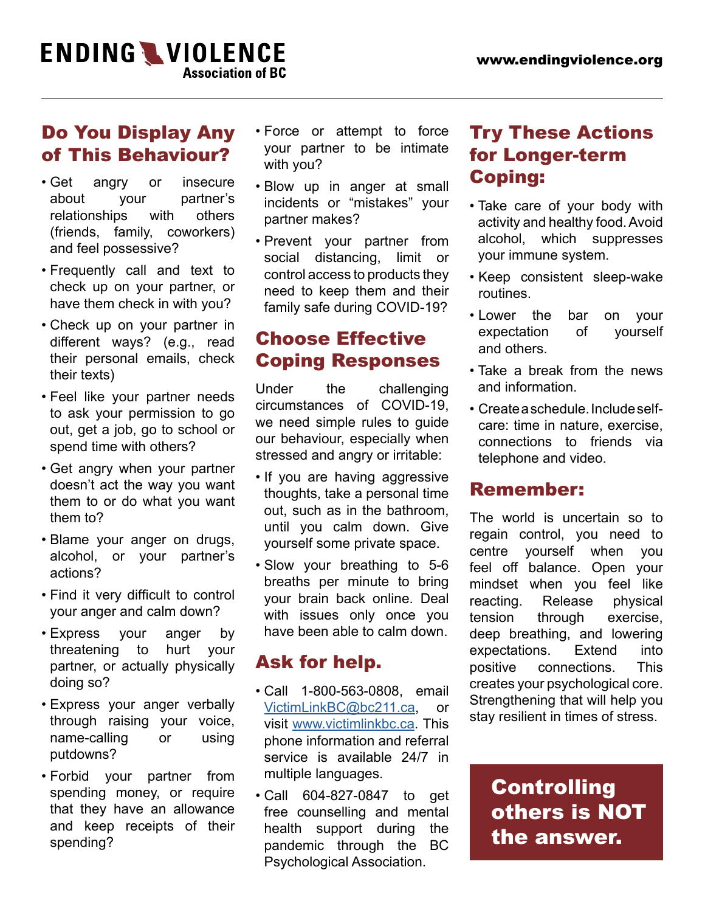ENDING VIOLENCE Association of BC

www.endingviolence.org

## Do You Display Any of This Behaviour?

- Get angry or insecure about your partner's relationships with others (friends, family, coworkers) and feel possessive?
- Frequently call and text to check up on your partner, or have them check in with you?
- Check up on your partner in different ways? (e.g., read their personal emails, check their texts)
- Feel like your partner needs to ask your permission to go out, get a job, go to school or spend time with others?
- Get angry when your partner doesn't act the way you want them to or do what you want them to?
- Blame your anger on drugs, alcohol, or your partner's actions?
- Find it very difficult to control your anger and calm down?
- Express your anger by threatening to hurt your partner, or actually physically doing so?
- Express your anger verbally through raising your voice, name-calling or using putdowns?
- Forbid your partner from spending money, or require that they have an allowance and keep receipts of their spending?
- Force or attempt to force your partner to be intimate with you?
- Blow up in anger at small incidents or "mistakes" your partner makes?
- Prevent your partner from social distancing, limit or control access to products they need to keep them and their family safe during COVID-19?

## Choose Effective Coping Responses

Under the challenging circumstances of COVID-19, we need simple rules to guide our behaviour, especially when stressed and angry or irritable:

- If you are having aggressive thoughts, take a personal time out, such as in the bathroom, until you calm down. Give yourself some private space.
- Slow your breathing to 5-6 breaths per minute to bring your brain back online. Deal with issues only once you have been able to calm down.

## Ask for help.

- Call 1-800-563-0808, email VictimLinkBC@bc211.ca, or visit www.victimlinkbc.ca. This phone information and referral service is available 24/7 in multiple languages.
- Call 604-827-0847 to get free counselling and mental health support during the pandemic through the BC Psychological Association.

## Try These Actions for Longer-term Coping:

- Take care of your body with activity and healthy food. Avoid alcohol, which suppresses your immune system.
- Keep consistent sleep-wake routines.
- Lower the bar on your expectation of yourself and others.
- Take a break from the news and information.
- Create a schedule. Include self-care: time in nature, exercise, connections to friends via telephone and video.

## Remember:

The world is uncertain so to regain control, you need to centre yourself when you feel off balance. Open your mindset when you feel like reacting. Release physical tension through exercise, deep breathing, and lowering expectations. Extend into positive connections. This creates your psychological core. Strengthening that will help you stay resilient in times of stress.

**Controlling others is NOT the answer.**